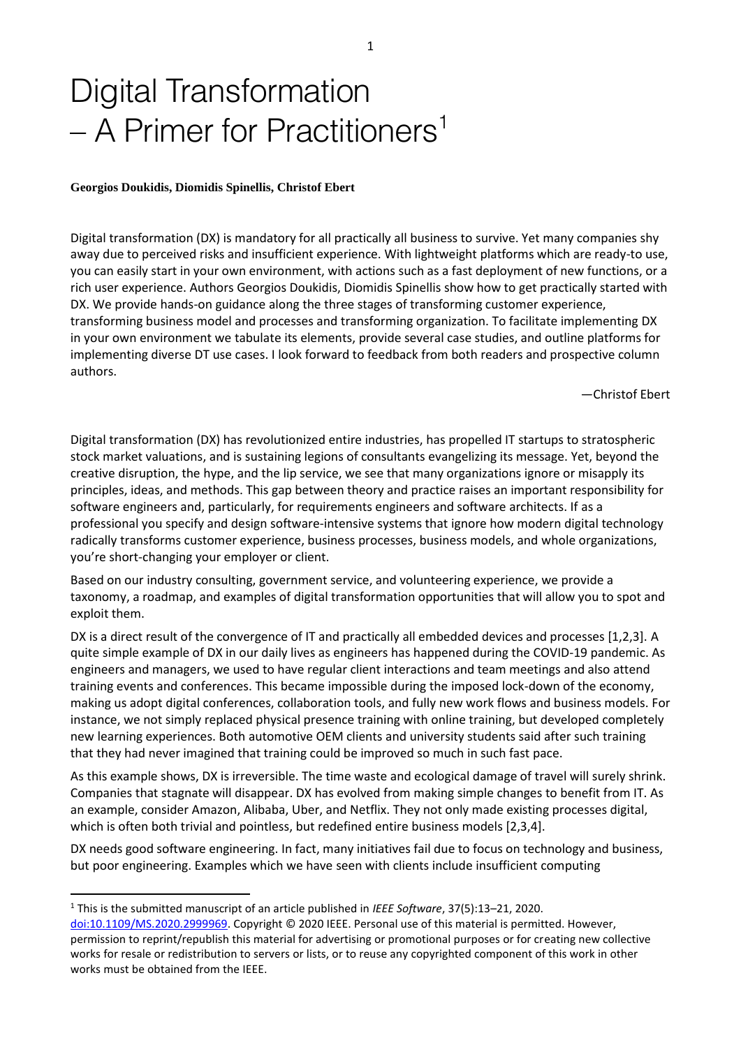# Digital Transformation – A Primer for Practitioners[1]

**Georgios Doukidis, Diomidis Spinellis, Christof Ebert**

Digital transformation (DX) is mandatory for all practically all business to survive. Yet many companies shy away due to perceived risks and insufficient experience. With lightweight platforms which are ready-to use, you can easily start in your own environment, with actions such as a fast deployment of new functions, or a rich user experience. Authors Georgios Doukidis, Diomidis Spinellis show how to get practically started with DX. We provide hands-on guidance along the three stages of transforming customer experience, transforming business model and processes and transforming organization. To facilitate implementing DX in your own environment we tabulate its elements, provide several case studies, and outline platforms for implementing diverse DT use cases. I look forward to feedback from both readers and prospective column authors.

—Christof Ebert

Digital transformation (DX) has revolutionized entire industries, has propelled IT startups to stratospheric stock market valuations, and is sustaining legions of consultants evangelizing its message. Yet, beyond the creative disruption, the hype, and the lip service, we see that many organizations ignore or misapply its principles, ideas, and methods. This gap between theory and practice raises an important responsibility for software engineers and, particularly, for requirements engineers and software architects. If as a professional you specify and design software-intensive systems that ignore how modern digital technology radically transforms customer experience, business processes, business models, and whole organizations, you're short-changing your employer or client.

Based on our industry consulting, government service, and volunteering experience, we provide a taxonomy, a roadmap, and examples of digital transformation opportunities that will allow you to spot and exploit them.

DX is a direct result of the convergence of IT and practically all embedded devices and processes [1,2,3]. A quite simple example of DX in our daily lives as engineers has happened during the COVID-19 pandemic. As engineers and managers, we used to have regular client interactions and team meetings and also attend training events and conferences. This became impossible during the imposed lock-down of the economy, making us adopt digital conferences, collaboration tools, and fully new work flows and business models. For instance, we not simply replaced physical presence training with online training, but developed completely new learning experiences. Both automotive OEM clients and university students said after such training that they had never imagined that training could be improved so much in such fast pace.

As this example shows, DX is irreversible. The time waste and ecological damage of travel will surely shrink. Companies that stagnate will disappear. DX has evolved from making simple changes to benefit from IT. As an example, consider Amazon, Alibaba, Uber, and Netflix. They not only made existing processes digital, which is often both trivial and pointless, but redefined entire business models [2,3,4].

DX needs good software engineering. In fact, many initiatives fail due to focus on technology and business, but poor engineering. Examples which we have seen with clients include insufficient computing

---

[1] This is the submitted manuscript of an article published in *IEEE Software*, 37(5):13–21, 2020. doi:10.1109/MS.2020.2999969. Copyright © 2020 IEEE. Personal use of this material is permitted. However, permission to reprint/republish this material for advertising or promotional purposes or for creating new collective works for resale or redistribution to servers or lists, or to reuse any copyrighted component of this work in other works must be obtained from the IEEE.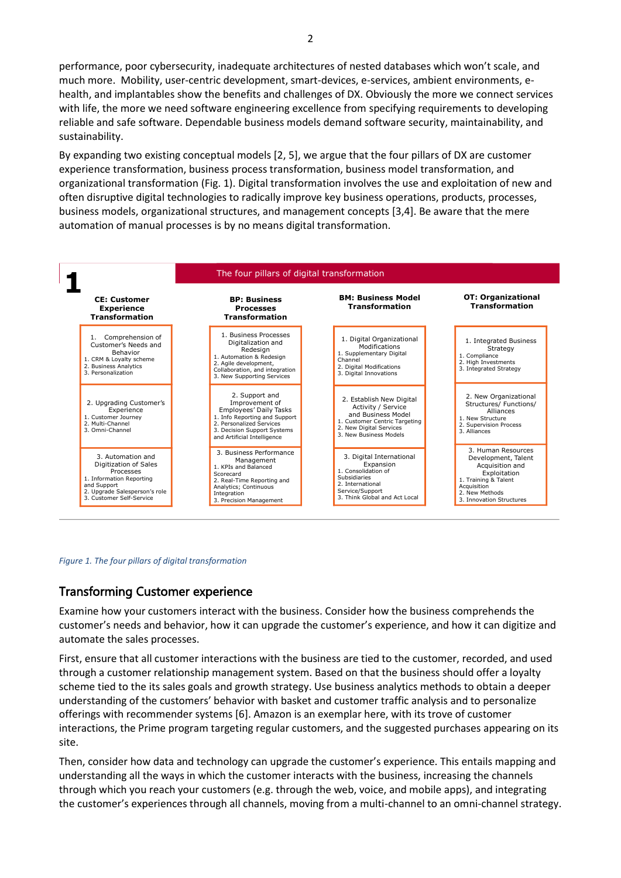performance, poor cybersecurity, inadequate architectures of nested databases which won't scale, and much more. Mobility, user-centric development, smart-devices, e-services, ambient environments, e-health, and implantables show the benefits and challenges of DX. Obviously the more we connect services with life, the more we need software engineering excellence from specifying requirements to developing reliable and safe software. Dependable business models demand software security, maintainability, and sustainability.

By expanding two existing conceptual models [2, 5], we argue that the four pillars of DX are customer experience transformation, business process transformation, business model transformation, and organizational transformation (Fig. 1). Digital transformation involves the use and exploitation of new and often disruptive digital technologies to radically improve key business operations, products, processes, business models, organizational structures, and management concepts [3,4]. Be aware that the mere automation of manual processes is by no means digital transformation.

**1** The four pillars of digital transformation

| CE: Customer Experience Transformation | BP: Business Processes Transformation | BM: Business Model Transformation | OT: Organizational Transformation |
|---|---|---|---|
| 1. Comprehension of Customer's Needs and Behavior<br>1. CRM & Loyalty scheme<br>2. Business Analytics<br>3. Personalization | 1. Business Processes Digitalization and Redesign<br>1. Automation & Redesign<br>2. Agile development, Collaboration, and integration<br>3. New Supporting Services | 1. Digital Organizational Modifications<br>1. Supplementary Digital Channel<br>2. Digital Modifications<br>3. Digital Innovations | 1. Integrated Business Strategy<br>1. Compliance<br>2. High Investments<br>3. Integrated Strategy |
| 2. Upgrading Customer's Experience<br>1. Customer Journey<br>2. Multi-Channel<br>3. Omni-Channel | 2. Support and Improvement of Employees' Daily Tasks<br>1. Info Reporting and Support<br>2. Personalized Services<br>3. Decision Support Systems and Artificial Intelligence | 2. Establish New Digital Activity / Service and Business Model<br>1. Customer Centric Targeting<br>2. New Digital Services<br>3. New Business Models | 2. New Organizational Structures/ Functions/ Alliances<br>1. New Structure<br>2. Supervision Process<br>3. Alliances |
| 3. Automation and Digitization of Sales Processes<br>1. Information Reporting and Support<br>2. Upgrade Salesperson's role<br>3. Customer Self-Service | 3. Business Performance Management<br>1. KPIs and Balanced Scorecard<br>2. Real-Time Reporting and Analytics; Continuous Integration<br>3. Precision Management | 3. Digital International Expansion<br>1. Consolidation of Subsidiaries<br>2. International Service/Support<br>3. Think Global and Act Local | 3. Human Resources Development, Talent Acquisition and Exploitation<br>1. Training & Talent Acquisition<br>2. New Methods<br>3. Innovation Structures |

*Figure 1. The four pillars of digital transformation*

## Transforming Customer experience

Examine how your customers interact with the business. Consider how the business comprehends the customer's needs and behavior, how it can upgrade the customer's experience, and how it can digitize and automate the sales processes.

First, ensure that all customer interactions with the business are tied to the customer, recorded, and used through a customer relationship management system. Based on that the business should offer a loyalty scheme tied to the its sales goals and growth strategy. Use business analytics methods to obtain a deeper understanding of the customers' behavior with basket and customer traffic analysis and to personalize offerings with recommender systems [6]. Amazon is an exemplar here, with its trove of customer interactions, the Prime program targeting regular customers, and the suggested purchases appearing on its site.

Then, consider how data and technology can upgrade the customer's experience. This entails mapping and understanding all the ways in which the customer interacts with the business, increasing the channels through which you reach your customers (e.g. through the web, voice, and mobile apps), and integrating the customer's experiences through all channels, moving from a multi-channel to an omni-channel strategy.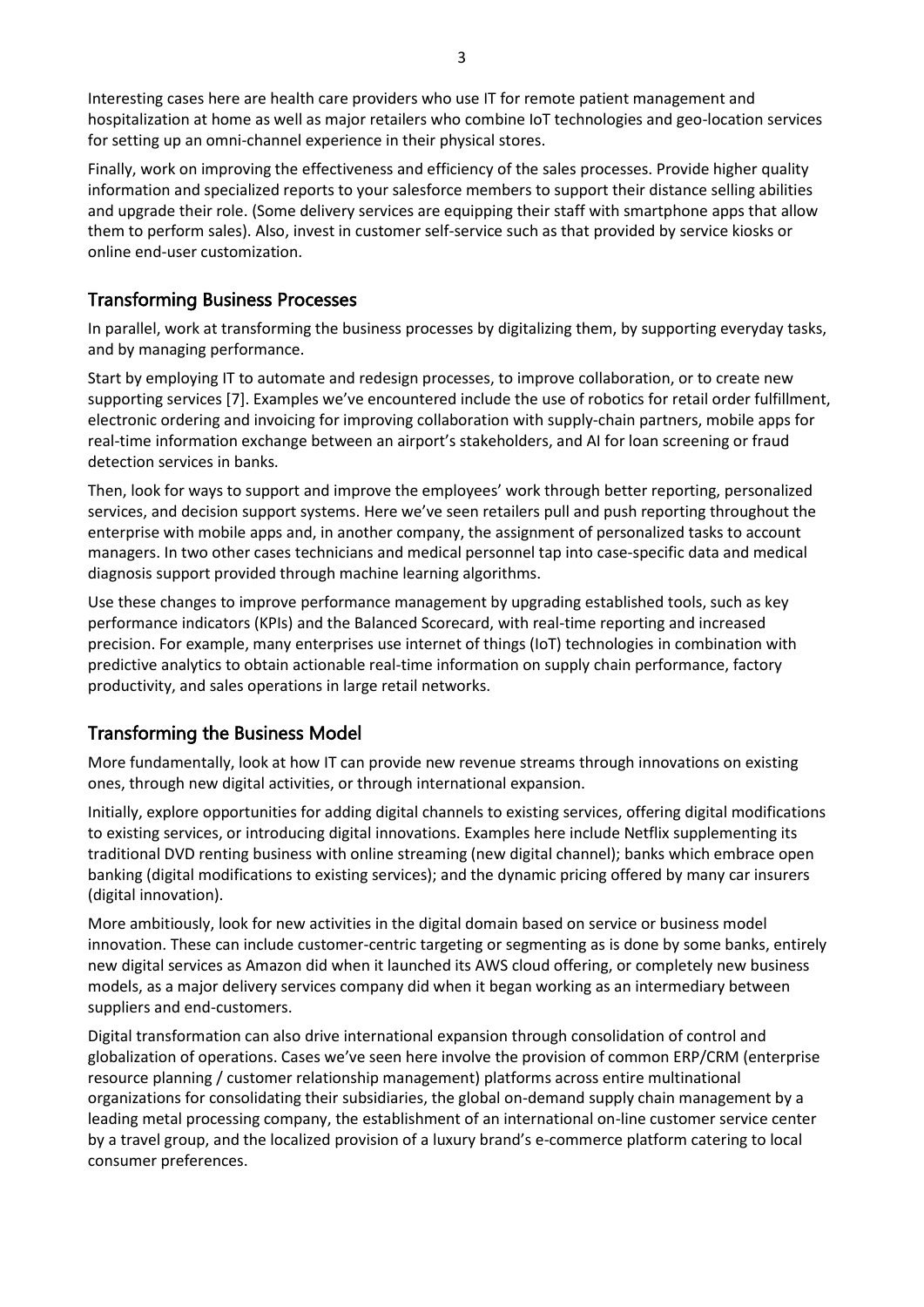Interesting cases here are health care providers who use IT for remote patient management and hospitalization at home as well as major retailers who combine IoT technologies and geo-location services for setting up an omni-channel experience in their physical stores.

Finally, work on improving the effectiveness and efficiency of the sales processes. Provide higher quality information and specialized reports to your salesforce members to support their distance selling abilities and upgrade their role. (Some delivery services are equipping their staff with smartphone apps that allow them to perform sales). Also, invest in customer self-service such as that provided by service kiosks or online end-user customization.

## Transforming Business Processes

In parallel, work at transforming the business processes by digitalizing them, by supporting everyday tasks, and by managing performance.

Start by employing IT to automate and redesign processes, to improve collaboration, or to create new supporting services [7]. Examples we've encountered include the use of robotics for retail order fulfillment, electronic ordering and invoicing for improving collaboration with supply-chain partners, mobile apps for real-time information exchange between an airport's stakeholders, and AI for loan screening or fraud detection services in banks.

Then, look for ways to support and improve the employees' work through better reporting, personalized services, and decision support systems. Here we've seen retailers pull and push reporting throughout the enterprise with mobile apps and, in another company, the assignment of personalized tasks to account managers. In two other cases technicians and medical personnel tap into case-specific data and medical diagnosis support provided through machine learning algorithms.

Use these changes to improve performance management by upgrading established tools, such as key performance indicators (KPIs) and the Balanced Scorecard, with real-time reporting and increased precision. For example, many enterprises use internet of things (IoT) technologies in combination with predictive analytics to obtain actionable real-time information on supply chain performance, factory productivity, and sales operations in large retail networks.

## Transforming the Business Model

More fundamentally, look at how IT can provide new revenue streams through innovations on existing ones, through new digital activities, or through international expansion.

Initially, explore opportunities for adding digital channels to existing services, offering digital modifications to existing services, or introducing digital innovations. Examples here include Netflix supplementing its traditional DVD renting business with online streaming (new digital channel); banks which embrace open banking (digital modifications to existing services); and the dynamic pricing offered by many car insurers (digital innovation).

More ambitiously, look for new activities in the digital domain based on service or business model innovation. These can include customer-centric targeting or segmenting as is done by some banks, entirely new digital services as Amazon did when it launched its AWS cloud offering, or completely new business models, as a major delivery services company did when it began working as an intermediary between suppliers and end-customers.

Digital transformation can also drive international expansion through consolidation of control and globalization of operations. Cases we've seen here involve the provision of common ERP/CRM (enterprise resource planning / customer relationship management) platforms across entire multinational organizations for consolidating their subsidiaries, the global on-demand supply chain management by a leading metal processing company, the establishment of an international on-line customer service center by a travel group, and the localized provision of a luxury brand's e-commerce platform catering to local consumer preferences.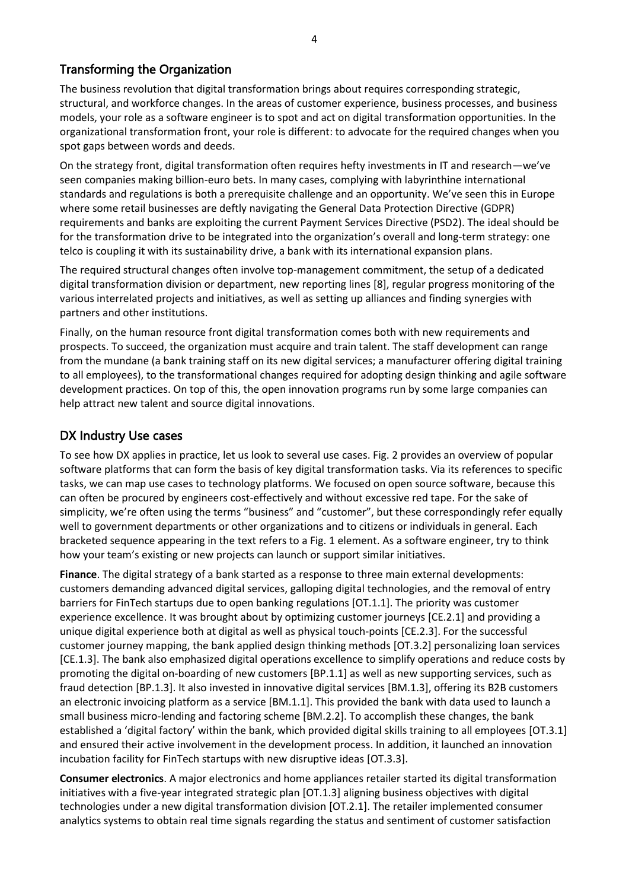## Transforming the Organization

The business revolution that digital transformation brings about requires corresponding strategic, structural, and workforce changes. In the areas of customer experience, business processes, and business models, your role as a software engineer is to spot and act on digital transformation opportunities. In the organizational transformation front, your role is different: to advocate for the required changes when you spot gaps between words and deeds.

On the strategy front, digital transformation often requires hefty investments in IT and research—we've seen companies making billion-euro bets. In many cases, complying with labyrinthine international standards and regulations is both a prerequisite challenge and an opportunity. We've seen this in Europe where some retail businesses are deftly navigating the General Data Protection Directive (GDPR) requirements and banks are exploiting the current Payment Services Directive (PSD2). The ideal should be for the transformation drive to be integrated into the organization's overall and long-term strategy: one telco is coupling it with its sustainability drive, a bank with its international expansion plans.

The required structural changes often involve top-management commitment, the setup of a dedicated digital transformation division or department, new reporting lines [8], regular progress monitoring of the various interrelated projects and initiatives, as well as setting up alliances and finding synergies with partners and other institutions.

Finally, on the human resource front digital transformation comes both with new requirements and prospects. To succeed, the organization must acquire and train talent. The staff development can range from the mundane (a bank training staff on its new digital services; a manufacturer offering digital training to all employees), to the transformational changes required for adopting design thinking and agile software development practices. On top of this, the open innovation programs run by some large companies can help attract new talent and source digital innovations.

## DX Industry Use cases

To see how DX applies in practice, let us look to several use cases. Fig. 2 provides an overview of popular software platforms that can form the basis of key digital transformation tasks. Via its references to specific tasks, we can map use cases to technology platforms. We focused on open source software, because this can often be procured by engineers cost-effectively and without excessive red tape. For the sake of simplicity, we're often using the terms "business" and "customer", but these correspondingly refer equally well to government departments or other organizations and to citizens or individuals in general. Each bracketed sequence appearing in the text refers to a Fig. 1 element. As a software engineer, try to think how your team's existing or new projects can launch or support similar initiatives.

**Finance**. The digital strategy of a bank started as a response to three main external developments: customers demanding advanced digital services, galloping digital technologies, and the removal of entry barriers for FinTech startups due to open banking regulations [OT.1.1]. The priority was customer experience excellence. It was brought about by optimizing customer journeys [CE.2.1] and providing a unique digital experience both at digital as well as physical touch-points [CE.2.3]. For the successful customer journey mapping, the bank applied design thinking methods [OT.3.2] personalizing loan services [CE.1.3]. The bank also emphasized digital operations excellence to simplify operations and reduce costs by promoting the digital on-boarding of new customers [BP.1.1] as well as new supporting services, such as fraud detection [BP.1.3]. It also invested in innovative digital services [BM.1.3], offering its B2B customers an electronic invoicing platform as a service [BM.1.1]. This provided the bank with data used to launch a small business micro-lending and factoring scheme [BM.2.2]. To accomplish these changes, the bank established a 'digital factory' within the bank, which provided digital skills training to all employees [OT.3.1] and ensured their active involvement in the development process. In addition, it launched an innovation incubation facility for FinTech startups with new disruptive ideas [OT.3.3].

**Consumer electronics**. A major electronics and home appliances retailer started its digital transformation initiatives with a five-year integrated strategic plan [OT.1.3] aligning business objectives with digital technologies under a new digital transformation division [OT.2.1]. The retailer implemented consumer analytics systems to obtain real time signals regarding the status and sentiment of customer satisfaction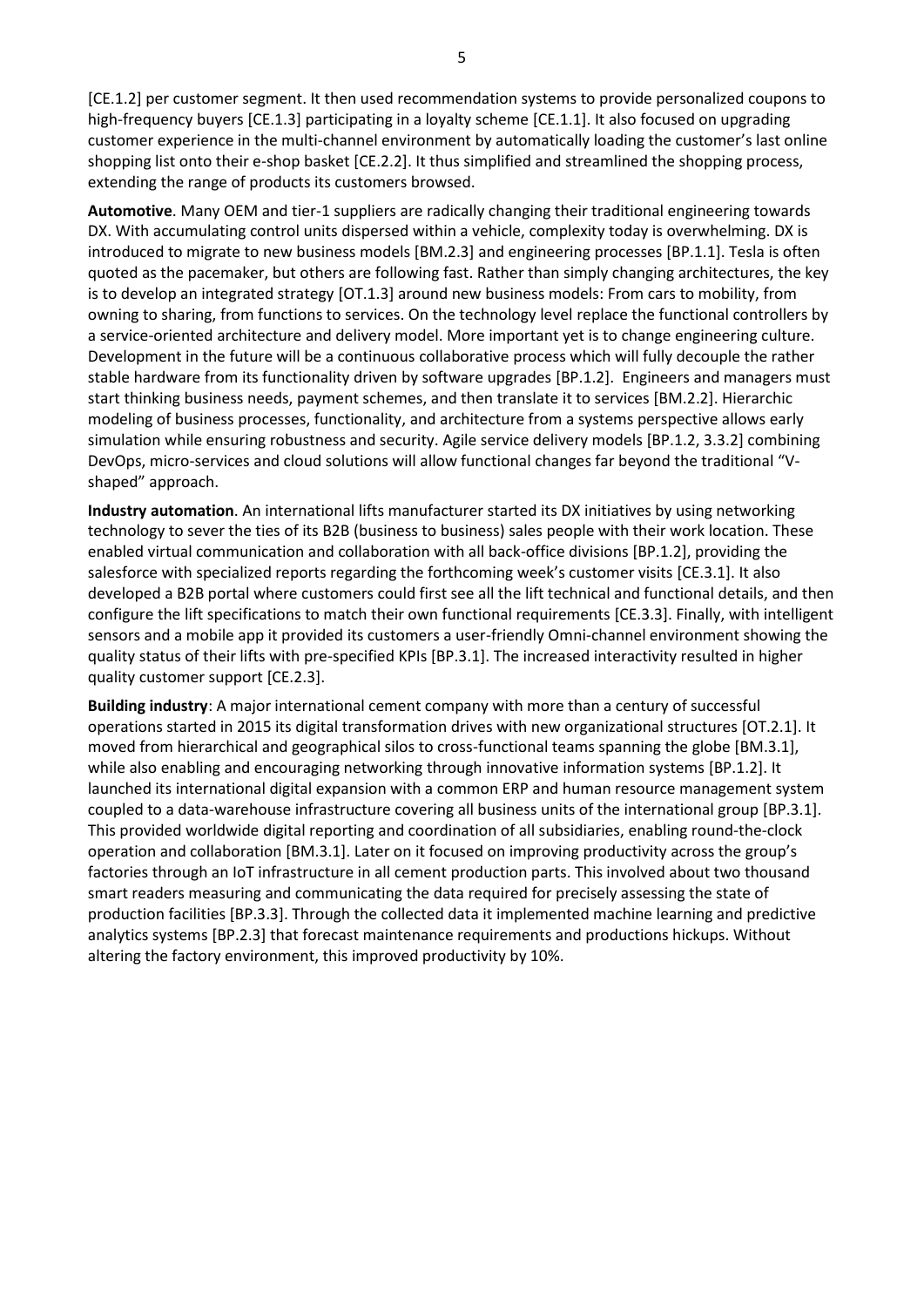[CE.1.2] per customer segment. It then used recommendation systems to provide personalized coupons to high-frequency buyers [CE.1.3] participating in a loyalty scheme [CE.1.1]. It also focused on upgrading customer experience in the multi-channel environment by automatically loading the customer's last online shopping list onto their e-shop basket [CE.2.2]. It thus simplified and streamlined the shopping process, extending the range of products its customers browsed.

**Automotive**. Many OEM and tier-1 suppliers are radically changing their traditional engineering towards DX. With accumulating control units dispersed within a vehicle, complexity today is overwhelming. DX is introduced to migrate to new business models [BM.2.3] and engineering processes [BP.1.1]. Tesla is often quoted as the pacemaker, but others are following fast. Rather than simply changing architectures, the key is to develop an integrated strategy [OT.1.3] around new business models: From cars to mobility, from owning to sharing, from functions to services. On the technology level replace the functional controllers by a service-oriented architecture and delivery model. More important yet is to change engineering culture. Development in the future will be a continuous collaborative process which will fully decouple the rather stable hardware from its functionality driven by software upgrades [BP.1.2]. Engineers and managers must start thinking business needs, payment schemes, and then translate it to services [BM.2.2]. Hierarchic modeling of business processes, functionality, and architecture from a systems perspective allows early simulation while ensuring robustness and security. Agile service delivery models [BP.1.2, 3.3.2] combining DevOps, micro-services and cloud solutions will allow functional changes far beyond the traditional "V-shaped" approach.

**Industry automation**. An international lifts manufacturer started its DX initiatives by using networking technology to sever the ties of its B2B (business to business) sales people with their work location. These enabled virtual communication and collaboration with all back-office divisions [BP.1.2], providing the salesforce with specialized reports regarding the forthcoming week's customer visits [CE.3.1]. It also developed a B2B portal where customers could first see all the lift technical and functional details, and then configure the lift specifications to match their own functional requirements [CE.3.3]. Finally, with intelligent sensors and a mobile app it provided its customers a user-friendly Omni-channel environment showing the quality status of their lifts with pre-specified KPIs [BP.3.1]. The increased interactivity resulted in higher quality customer support [CE.2.3].

**Building industry**: A major international cement company with more than a century of successful operations started in 2015 its digital transformation drives with new organizational structures [OT.2.1]. It moved from hierarchical and geographical silos to cross-functional teams spanning the globe [BM.3.1], while also enabling and encouraging networking through innovative information systems [BP.1.2]. It launched its international digital expansion with a common ERP and human resource management system coupled to a data-warehouse infrastructure covering all business units of the international group [BP.3.1]. This provided worldwide digital reporting and coordination of all subsidiaries, enabling round-the-clock operation and collaboration [BM.3.1]. Later on it focused on improving productivity across the group's factories through an IoT infrastructure in all cement production parts. This involved about two thousand smart readers measuring and communicating the data required for precisely assessing the state of production facilities [BP.3.3]. Through the collected data it implemented machine learning and predictive analytics systems [BP.2.3] that forecast maintenance requirements and productions hickups. Without altering the factory environment, this improved productivity by 10%.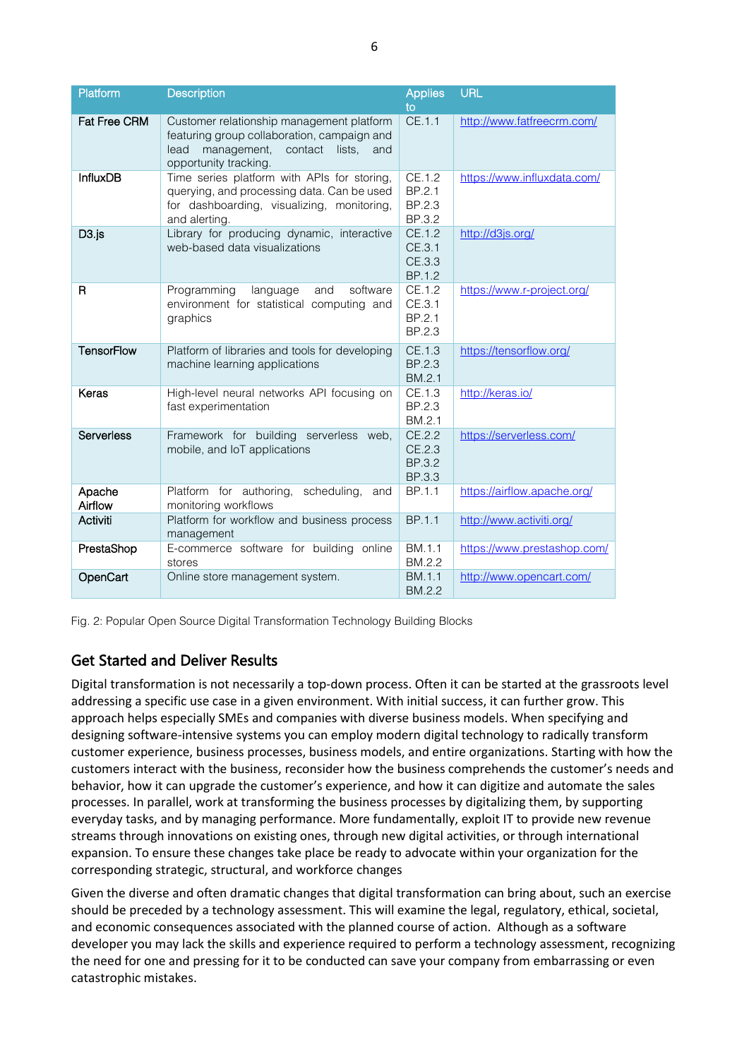| Platform | Description | Applies to | URL |
|---|---|---|---|
| Fat Free CRM | Customer relationship management platform featuring group collaboration, campaign and lead management, contact lists, and opportunity tracking. | CE.1.1 | http://www.fatfreecrm.com/ |
| InfluxDB | Time series platform with APIs for storing, querying, and processing data. Can be used for dashboarding, visualizing, monitoring, and alerting. | CE.1.2 BP.2.1 BP.2.3 BP.3.2 | https://www.influxdata.com/ |
| D3.js | Library for producing dynamic, interactive web-based data visualizations | CE.1.2 CE.3.1 CE.3.3 BP.1.2 | http://d3js.org/ |
| R | Programming language and software environment for statistical computing and graphics | CE.1.2 CE.3.1 BP.2.1 BP.2.3 | https://www.r-project.org/ |
| TensorFlow | Platform of libraries and tools for developing machine learning applications | CE.1.3 BP.2.3 BM.2.1 | https://tensorflow.org/ |
| Keras | High-level neural networks API focusing on fast experimentation | CE.1.3 BP.2.3 BM.2.1 | http://keras.io/ |
| Serverless | Framework for building serverless web, mobile, and IoT applications | CE.2.2 CE.2.3 BP.3.2 BP.3.3 | https://serverless.com/ |
| Apache Airflow | Platform for authoring, scheduling, and monitoring workflows | BP.1.1 | https://airflow.apache.org/ |
| Activiti | Platform for workflow and business process management | BP.1.1 | http://www.activiti.org/ |
| PrestaShop | E-commerce software for building online stores | BM.1.1 BM.2.2 | https://www.prestashop.com/ |
| OpenCart | Online store management system. | BM.1.1 BM.2.2 | http://www.opencart.com/ |

Fig. 2: Popular Open Source Digital Transformation Technology Building Blocks

## Get Started and Deliver Results

Digital transformation is not necessarily a top-down process. Often it can be started at the grassroots level addressing a specific use case in a given environment. With initial success, it can further grow. This approach helps especially SMEs and companies with diverse business models. When specifying and designing software-intensive systems you can employ modern digital technology to radically transform customer experience, business processes, business models, and entire organizations. Starting with how the customers interact with the business, reconsider how the business comprehends the customer's needs and behavior, how it can upgrade the customer's experience, and how it can digitize and automate the sales processes. In parallel, work at transforming the business processes by digitalizing them, by supporting everyday tasks, and by managing performance. More fundamentally, exploit IT to provide new revenue streams through innovations on existing ones, through new digital activities, or through international expansion. To ensure these changes take place be ready to advocate within your organization for the corresponding strategic, structural, and workforce changes

Given the diverse and often dramatic changes that digital transformation can bring about, such an exercise should be preceded by a technology assessment. This will examine the legal, regulatory, ethical, societal, and economic consequences associated with the planned course of action. Although as a software developer you may lack the skills and experience required to perform a technology assessment, recognizing the need for one and pressing for it to be conducted can save your company from embarrassing or even catastrophic mistakes.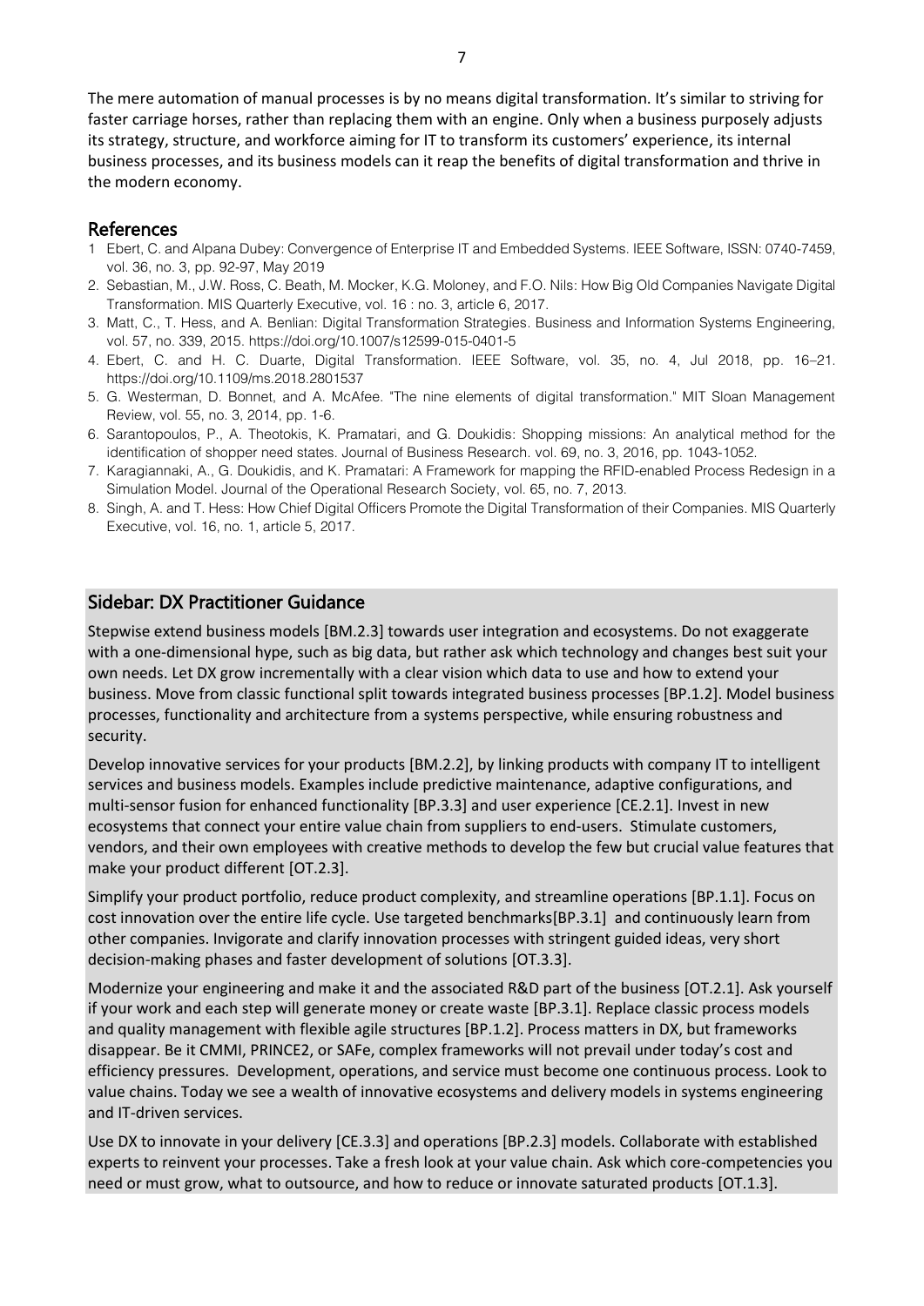The mere automation of manual processes is by no means digital transformation. It's similar to striving for faster carriage horses, rather than replacing them with an engine. Only when a business purposely adjusts its strategy, structure, and workforce aiming for IT to transform its customers' experience, its internal business processes, and its business models can it reap the benefits of digital transformation and thrive in the modern economy.

## References

1. Ebert, C. and Alpana Dubey: Convergence of Enterprise IT and Embedded Systems. IEEE Software, ISSN: 0740-7459, vol. 36, no. 3, pp. 92-97, May 2019
2. Sebastian, M., J.W. Ross, C. Beath, M. Mocker, K.G. Moloney, and F.O. Nils: How Big Old Companies Navigate Digital Transformation. MIS Quarterly Executive, vol. 16 : no. 3, article 6, 2017.
3. Matt, C., T. Hess, and A. Benlian: Digital Transformation Strategies. Business and Information Systems Engineering, vol. 57, no. 339, 2015. https://doi.org/10.1007/s12599-015-0401-5
4. Ebert, C. and H. C. Duarte, Digital Transformation. IEEE Software, vol. 35, no. 4, Jul 2018, pp. 16–21. https://doi.org/10.1109/ms.2018.2801537
5. G. Westerman, D. Bonnet, and A. McAfee. "The nine elements of digital transformation." MIT Sloan Management Review, vol. 55, no. 3, 2014, pp. 1-6.
6. Sarantopoulos, P., A. Theotokis, K. Pramatari, and G. Doukidis: Shopping missions: An analytical method for the identification of shopper need states. Journal of Business Research. vol. 69, no. 3, 2016, pp. 1043-1052.
7. Karagiannaki, A., G. Doukidis, and K. Pramatari: A Framework for mapping the RFID-enabled Process Redesign in a Simulation Model. Journal of the Operational Research Society, vol. 65, no. 7, 2013.
8. Singh, A. and T. Hess: How Chief Digital Officers Promote the Digital Transformation of their Companies. MIS Quarterly Executive, vol. 16, no. 1, article 5, 2017.

## Sidebar: DX Practitioner Guidance

Stepwise extend business models [BM.2.3] towards user integration and ecosystems. Do not exaggerate with a one-dimensional hype, such as big data, but rather ask which technology and changes best suit your own needs. Let DX grow incrementally with a clear vision which data to use and how to extend your business. Move from classic functional split towards integrated business processes [BP.1.2]. Model business processes, functionality and architecture from a systems perspective, while ensuring robustness and security.

Develop innovative services for your products [BM.2.2], by linking products with company IT to intelligent services and business models. Examples include predictive maintenance, adaptive configurations, and multi-sensor fusion for enhanced functionality [BP.3.3] and user experience [CE.2.1]. Invest in new ecosystems that connect your entire value chain from suppliers to end-users. Stimulate customers, vendors, and their own employees with creative methods to develop the few but crucial value features that make your product different [OT.2.3].

Simplify your product portfolio, reduce product complexity, and streamline operations [BP.1.1]. Focus on cost innovation over the entire life cycle. Use targeted benchmarks[BP.3.1] and continuously learn from other companies. Invigorate and clarify innovation processes with stringent guided ideas, very short decision-making phases and faster development of solutions [OT.3.3].

Modernize your engineering and make it and the associated R&D part of the business [OT.2.1]. Ask yourself if your work and each step will generate money or create waste [BP.3.1]. Replace classic process models and quality management with flexible agile structures [BP.1.2]. Process matters in DX, but frameworks disappear. Be it CMMI, PRINCE2, or SAFe, complex frameworks will not prevail under today's cost and efficiency pressures. Development, operations, and service must become one continuous process. Look to value chains. Today we see a wealth of innovative ecosystems and delivery models in systems engineering and IT-driven services.

Use DX to innovate in your delivery [CE.3.3] and operations [BP.2.3] models. Collaborate with established experts to reinvent your processes. Take a fresh look at your value chain. Ask which core-competencies you need or must grow, what to outsource, and how to reduce or innovate saturated products [OT.1.3].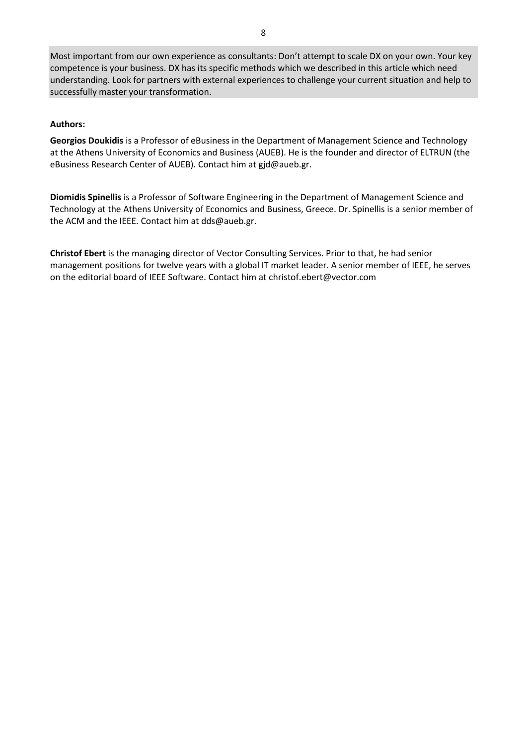Most important from our own experience as consultants: Don't attempt to scale DX on your own. Your key competence is your business. DX has its specific methods which we described in this article which need understanding. Look for partners with external experiences to challenge your current situation and help to successfully master your transformation.

**Authors:**

**Georgios Doukidis** is a Professor of eBusiness in the Department of Management Science and Technology at the Athens University of Economics and Business (AUEB). He is the founder and director of ELTRUN (the eBusiness Research Center of AUEB). Contact him at gjd@aueb.gr.

**Diomidis Spinellis** is a Professor of Software Engineering in the Department of Management Science and Technology at the Athens University of Economics and Business, Greece. Dr. Spinellis is a senior member of the ACM and the IEEE. Contact him at dds@aueb.gr.

**Christof Ebert** is the managing director of Vector Consulting Services. Prior to that, he had senior management positions for twelve years with a global IT market leader. A senior member of IEEE, he serves on the editorial board of IEEE Software. Contact him at christof.ebert@vector.com